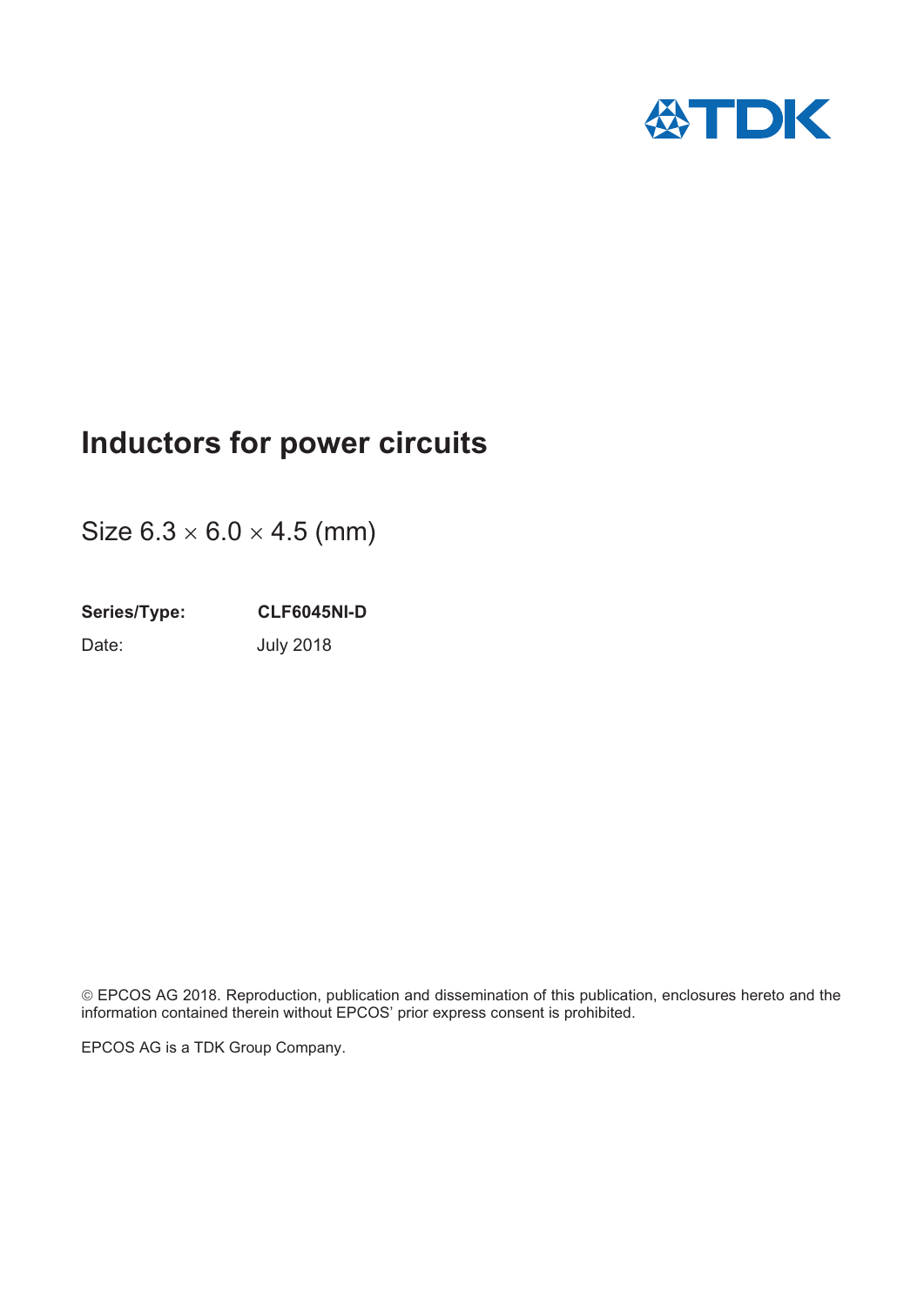# Inductors for power circuits

Size 6.3 × 6.0 × 4.5 (mm)

**Series/Type:** **CLF6045NI-D**

Date: July 2018

© EPCOS AG 2018. Reproduction, publication and dissemination of this publication, enclosures hereto and the information contained therein without EPCOS' prior express consent is prohibited.

EPCOS AG is a TDK Group Company.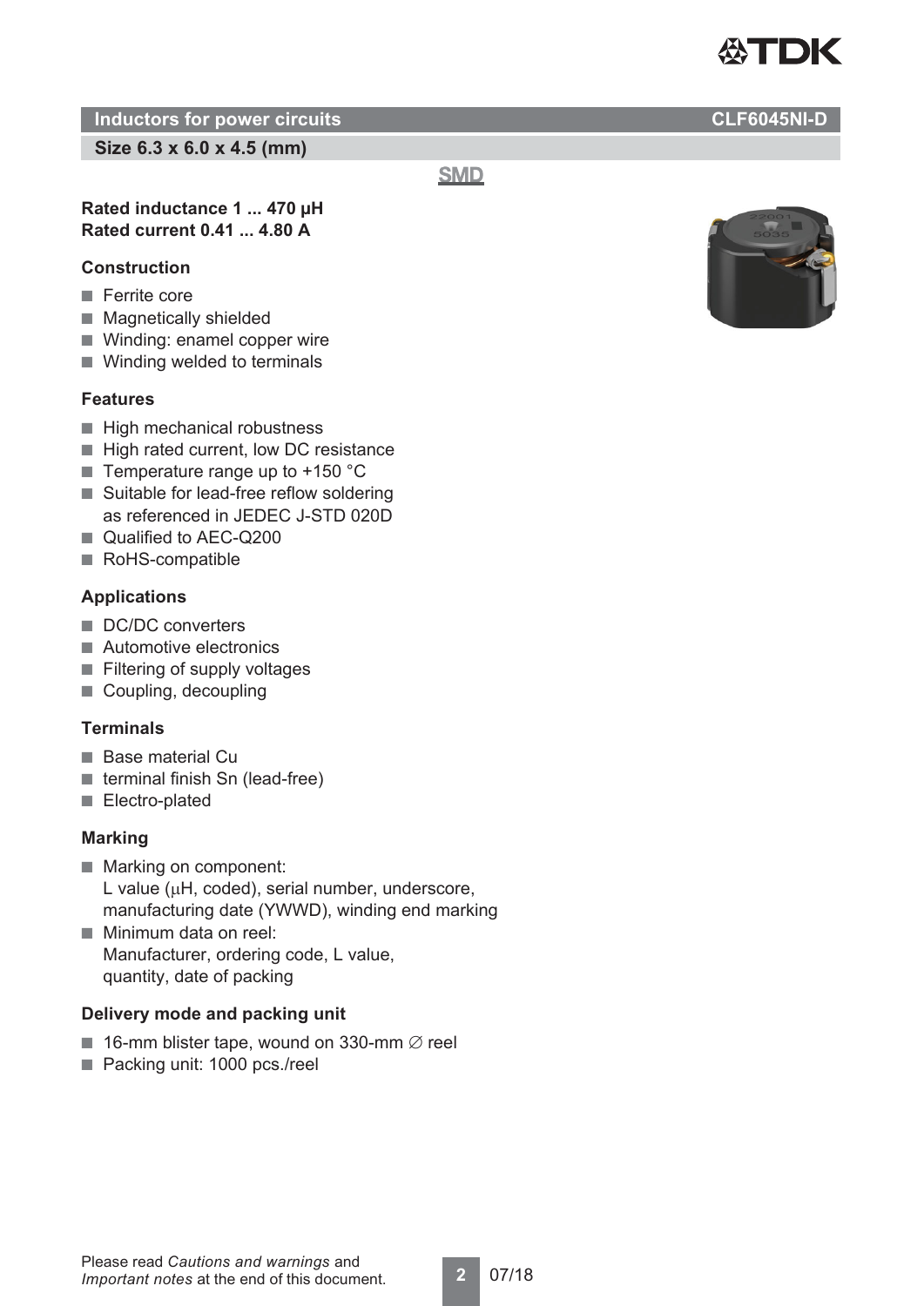## Inductors for power circuits CLF6045NI-D

**Size 6.3 x 6.0 x 4.5 (mm)**

SMD

**Rated inductance 1 ... 470 µH**
**Rated current 0.41 ... 4.80 A**

### Construction

- Ferrite core
- Magnetically shielded
- Winding: enamel copper wire
- Winding welded to terminals

### Features

- High mechanical robustness
- High rated current, low DC resistance
- Temperature range up to +150 °C
- Suitable for lead-free reflow soldering as referenced in JEDEC J-STD 020D
- Qualified to AEC-Q200
- RoHS-compatible

### Applications

- DC/DC converters
- Automotive electronics
- Filtering of supply voltages
- Coupling, decoupling

### Terminals

- Base material Cu
- terminal finish Sn (lead-free)
- Electro-plated

### Marking

- Marking on component:
  L value (µH, coded), serial number, underscore, manufacturing date (YWWD), winding end marking
- Minimum data on reel:
  Manufacturer, ordering code, L value, quantity, date of packing

### Delivery mode and packing unit

- 16-mm blister tape, wound on 330-mm ∅ reel
- Packing unit: 1000 pcs./reel

Please read *Cautions and warnings* and *Important notes* at the end of this document.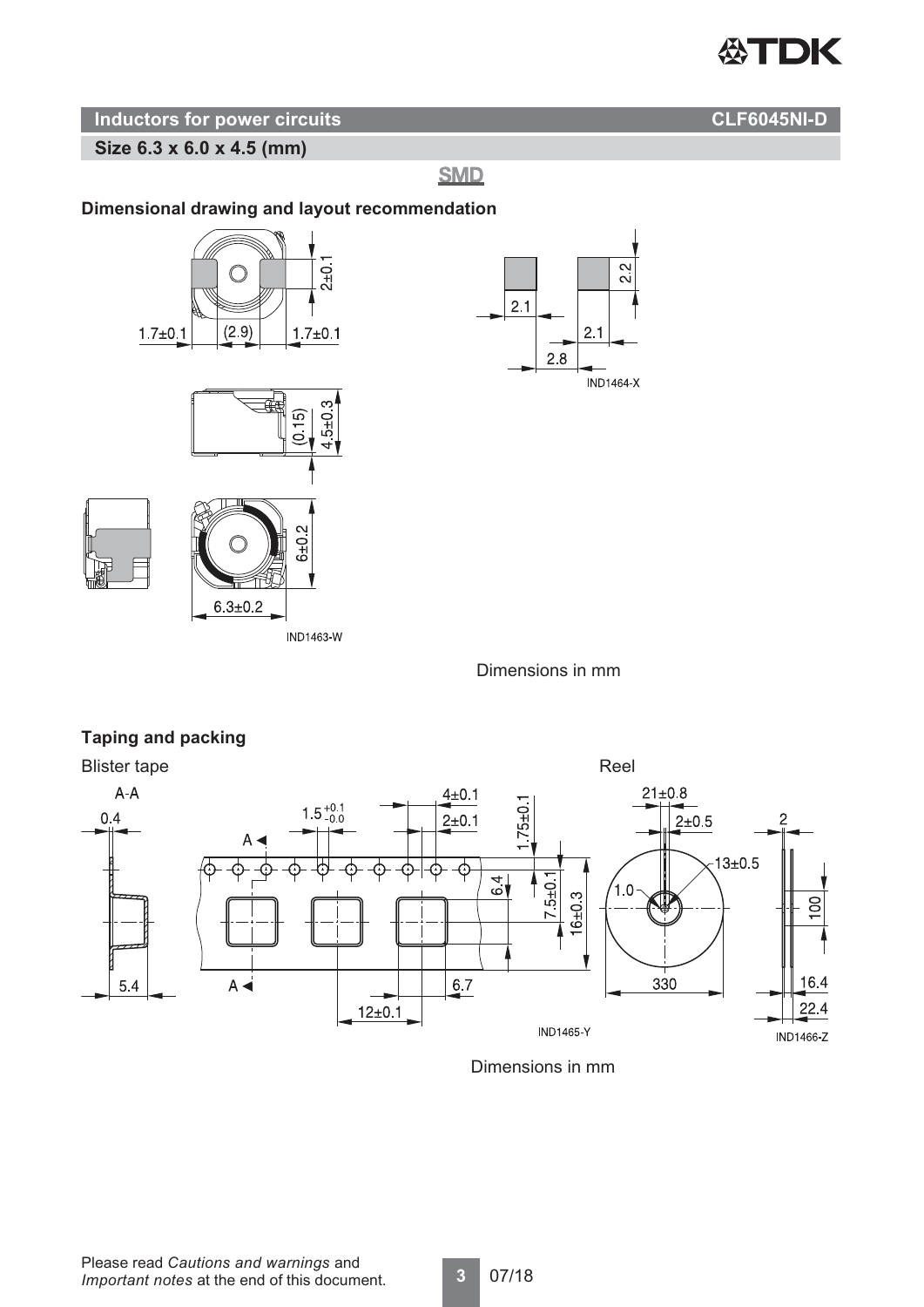## Inductors for power circuits

**CLF6045NI-D**

**Size 6.3 x 6.0 x 4.5 (mm)**

**SMD**

### Dimensional drawing and layout recommendation

Dimensions in mm

### Taping and packing

Blister tape

Reel

Dimensions in mm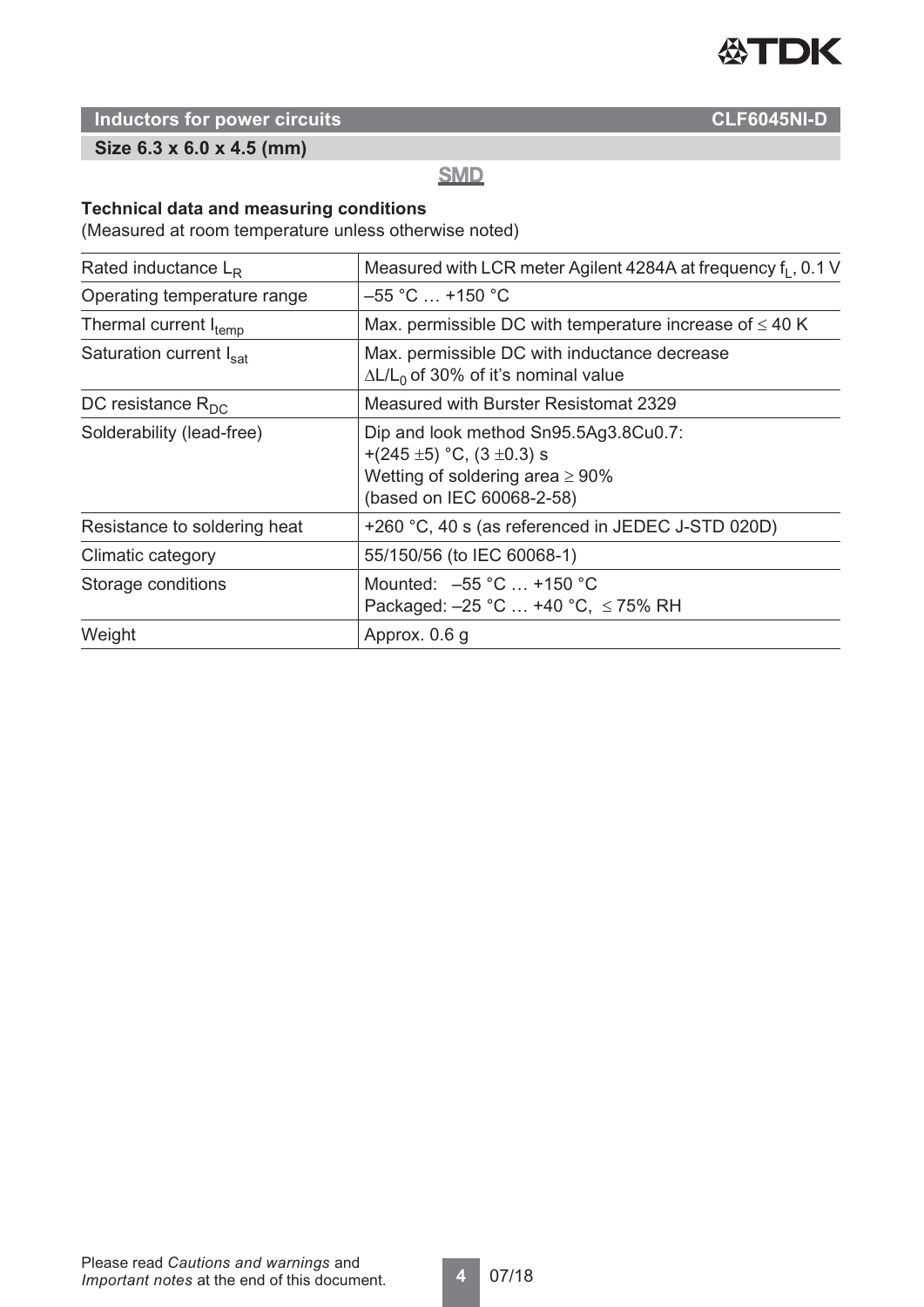## Inductors for power circuits — CLF6045NI-D

### Size 6.3 x 6.0 x 4.5 (mm)

**SMD**

**Technical data and measuring conditions**
(Measured at room temperature unless otherwise noted)

| | |
|---|---|
| Rated inductance $L_R$ | Measured with LCR meter Agilent 4284A at frequency $f_L$, 0.1 V |
| Operating temperature range | –55 °C … +150 °C |
| Thermal current $I_{temp}$ | Max. permissible DC with temperature increase of ≤ 40 K |
| Saturation current $I_{sat}$ | Max. permissible DC with inductance decrease $\Delta L/L_0$ of 30% of it's nominal value |
| DC resistance $R_{DC}$ | Measured with Burster Resistomat 2329 |
| Solderability (lead-free) | Dip and look method Sn95.5Ag3.8Cu0.7: +(245 ±5) °C, (3 ±0.3) s; Wetting of soldering area ≥ 90% (based on IEC 60068-2-58) |
| Resistance to soldering heat | +260 °C, 40 s (as referenced in JEDEC J-STD 020D) |
| Climatic category | 55/150/56 (to IEC 60068-1) |
| Storage conditions | Mounted: –55 °C … +150 °C; Packaged: –25 °C … +40 °C, ≤ 75% RH |
| Weight | Approx. 0.6 g |

Please read *Cautions and warnings* and *Important notes* at the end of this document.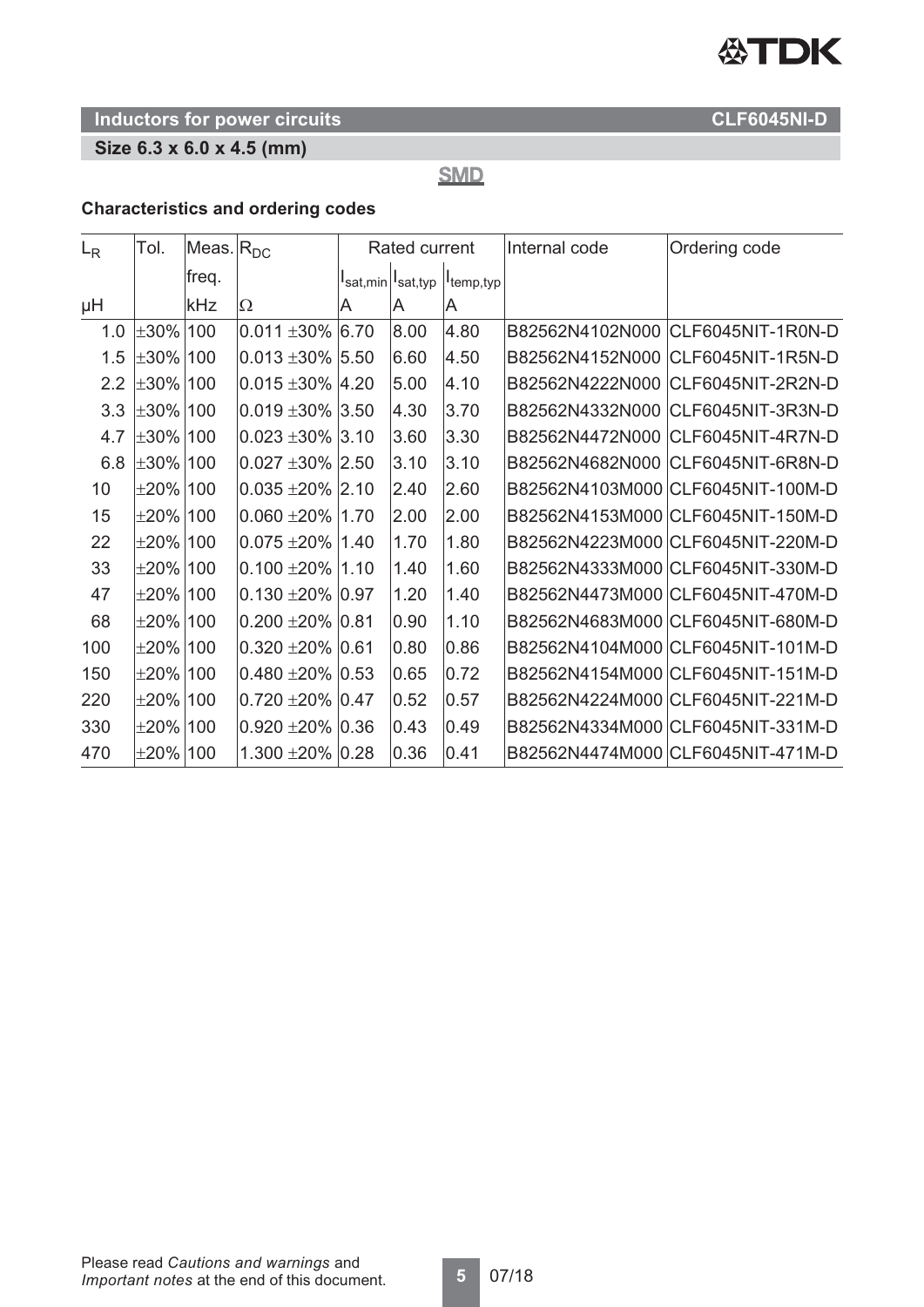**Inductors for power circuits** **CLF6045NI-D**

**Size 6.3 x 6.0 x 4.5 (mm)**

SMD

### Characteristics and ordering codes

| $L_R$ | Tol. | Meas. freq. | $R_{DC}$ | Rated current | | | Internal code | Ordering code |
|---|---|---|---|---|---|---|---|---|
| | | | | $I_{sat,min}$ | $I_{sat,typ}$ | $I_{temp,typ}$ | | |
| µH | | kHz | Ω | A | A | A | | |
| 1.0 | ±30% | 100 | 0.011 ±30% | 6.70 | 8.00 | 4.80 | B82562N4102N000 | CLF6045NIT-1R0N-D |
| 1.5 | ±30% | 100 | 0.013 ±30% | 5.50 | 6.60 | 4.50 | B82562N4152N000 | CLF6045NIT-1R5N-D |
| 2.2 | ±30% | 100 | 0.015 ±30% | 4.20 | 5.00 | 4.10 | B82562N4222N000 | CLF6045NIT-2R2N-D |
| 3.3 | ±30% | 100 | 0.019 ±30% | 3.50 | 4.30 | 3.70 | B82562N4332N000 | CLF6045NIT-3R3N-D |
| 4.7 | ±30% | 100 | 0.023 ±30% | 3.10 | 3.60 | 3.30 | B82562N4472N000 | CLF6045NIT-4R7N-D |
| 6.8 | ±30% | 100 | 0.027 ±30% | 2.50 | 3.10 | 3.10 | B82562N4682N000 | CLF6045NIT-6R8N-D |
| 10 | ±20% | 100 | 0.035 ±20% | 2.10 | 2.40 | 2.60 | B82562N4103M000 | CLF6045NIT-100M-D |
| 15 | ±20% | 100 | 0.060 ±20% | 1.70 | 2.00 | 2.00 | B82562N4153M000 | CLF6045NIT-150M-D |
| 22 | ±20% | 100 | 0.075 ±20% | 1.40 | 1.70 | 1.80 | B82562N4223M000 | CLF6045NIT-220M-D |
| 33 | ±20% | 100 | 0.100 ±20% | 1.10 | 1.40 | 1.60 | B82562N4333M000 | CLF6045NIT-330M-D |
| 47 | ±20% | 100 | 0.130 ±20% | 0.97 | 1.20 | 1.40 | B82562N4473M000 | CLF6045NIT-470M-D |
| 68 | ±20% | 100 | 0.200 ±20% | 0.81 | 0.90 | 1.10 | B82562N4683M000 | CLF6045NIT-680M-D |
| 100 | ±20% | 100 | 0.320 ±20% | 0.61 | 0.80 | 0.86 | B82562N4104M000 | CLF6045NIT-101M-D |
| 150 | ±20% | 100 | 0.480 ±20% | 0.53 | 0.65 | 0.72 | B82562N4154M000 | CLF6045NIT-151M-D |
| 220 | ±20% | 100 | 0.720 ±20% | 0.47 | 0.52 | 0.57 | B82562N4224M000 | CLF6045NIT-221M-D |
| 330 | ±20% | 100 | 0.920 ±20% | 0.36 | 0.43 | 0.49 | B82562N4334M000 | CLF6045NIT-331M-D |
| 470 | ±20% | 100 | 1.300 ±20% | 0.28 | 0.36 | 0.41 | B82562N4474M000 | CLF6045NIT-471M-D |

Please read *Cautions and warnings* and *Important notes* at the end of this document.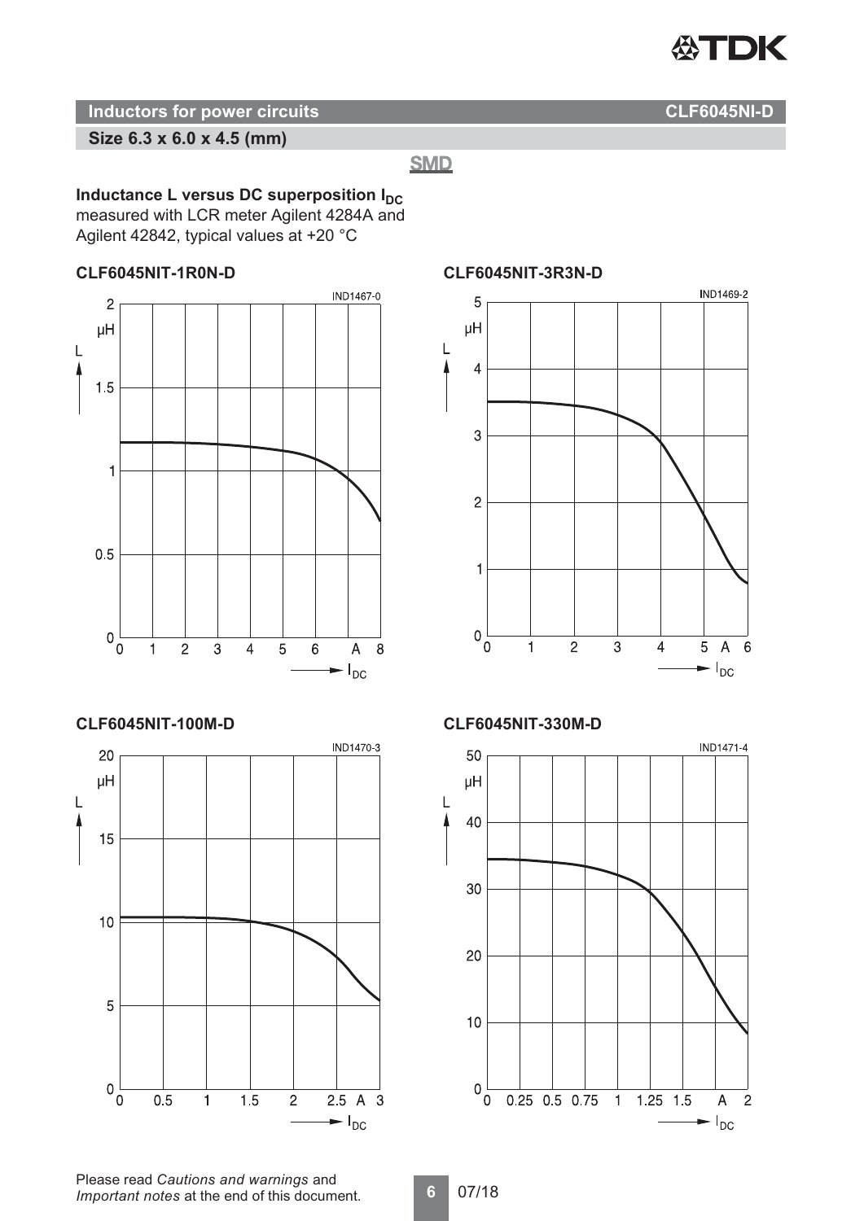## Inductors for power circuits — CLF6045NI-D

**Size 6.3 x 6.0 x 4.5 (mm)**

SMD

**Inductance L versus DC superposition $I_{DC}$**
measured with LCR meter Agilent 4284A and Agilent 42842, typical values at +20 °C

**CLF6045NIT-1R0N-D**

IND1467-0

**CLF6045NIT-3R3N-D**

IND1469-2

**CLF6045NIT-100M-D**

IND1470-3

**CLF6045NIT-330M-D**

IND1471-4

Please read *Cautions and warnings* and *Important notes* at the end of this document.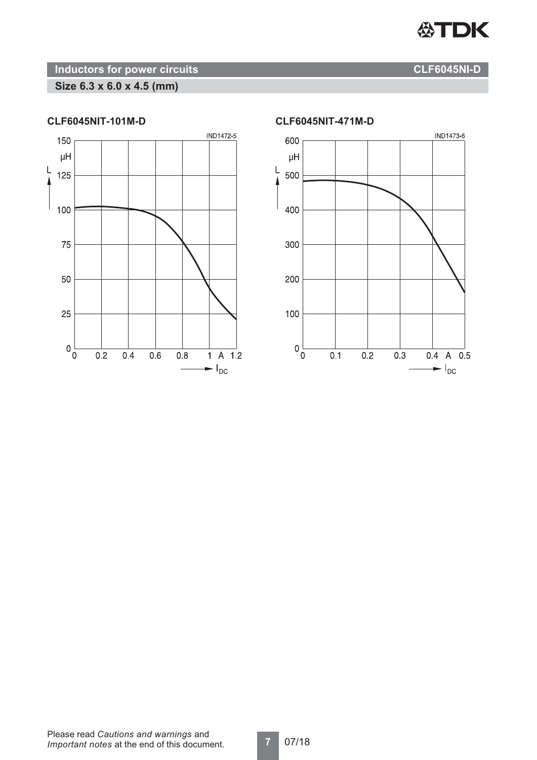## Inductors for power circuits

CLF6045NI-D

### Size 6.3 x 6.0 x 4.5 (mm)

**CLF6045NIT-101M-D**

**CLF6045NIT-471M-D**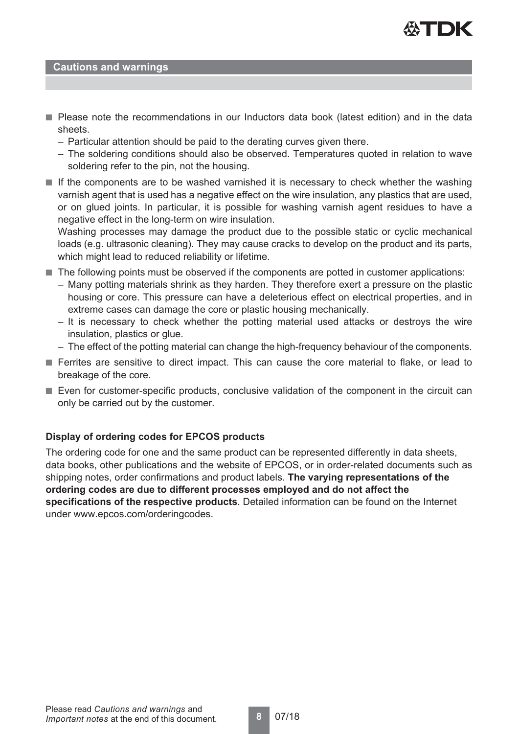## Cautions and warnings

- Please note the recommendations in our Inductors data book (latest edition) and in the data sheets.
  - Particular attention should be paid to the derating curves given there.
  - The soldering conditions should also be observed. Temperatures quoted in relation to wave soldering refer to the pin, not the housing.
- If the components are to be washed varnished it is necessary to check whether the washing varnish agent that is used has a negative effect on the wire insulation, any plastics that are used, or on glued joints. In particular, it is possible for washing varnish agent residues to have a negative effect in the long-term on wire insulation.
  Washing processes may damage the product due to the possible static or cyclic mechanical loads (e.g. ultrasonic cleaning). They may cause cracks to develop on the product and its parts, which might lead to reduced reliability or lifetime.
- The following points must be observed if the components are potted in customer applications:
  - Many potting materials shrink as they harden. They therefore exert a pressure on the plastic housing or core. This pressure can have a deleterious effect on electrical properties, and in extreme cases can damage the core or plastic housing mechanically.
  - It is necessary to check whether the potting material used attacks or destroys the wire insulation, plastics or glue.
  - The effect of the potting material can change the high-frequency behaviour of the components.
- Ferrites are sensitive to direct impact. This can cause the core material to flake, or lead to breakage of the core.
- Even for customer-specific products, conclusive validation of the component in the circuit can only be carried out by the customer.

### Display of ordering codes for EPCOS products

The ordering code for one and the same product can be represented differently in data sheets, data books, other publications and the website of EPCOS, or in order-related documents such as shipping notes, order confirmations and product labels. **The varying representations of the ordering codes are due to different processes employed and do not affect the specifications of the respective products**. Detailed information can be found on the Internet under www.epcos.com/orderingcodes.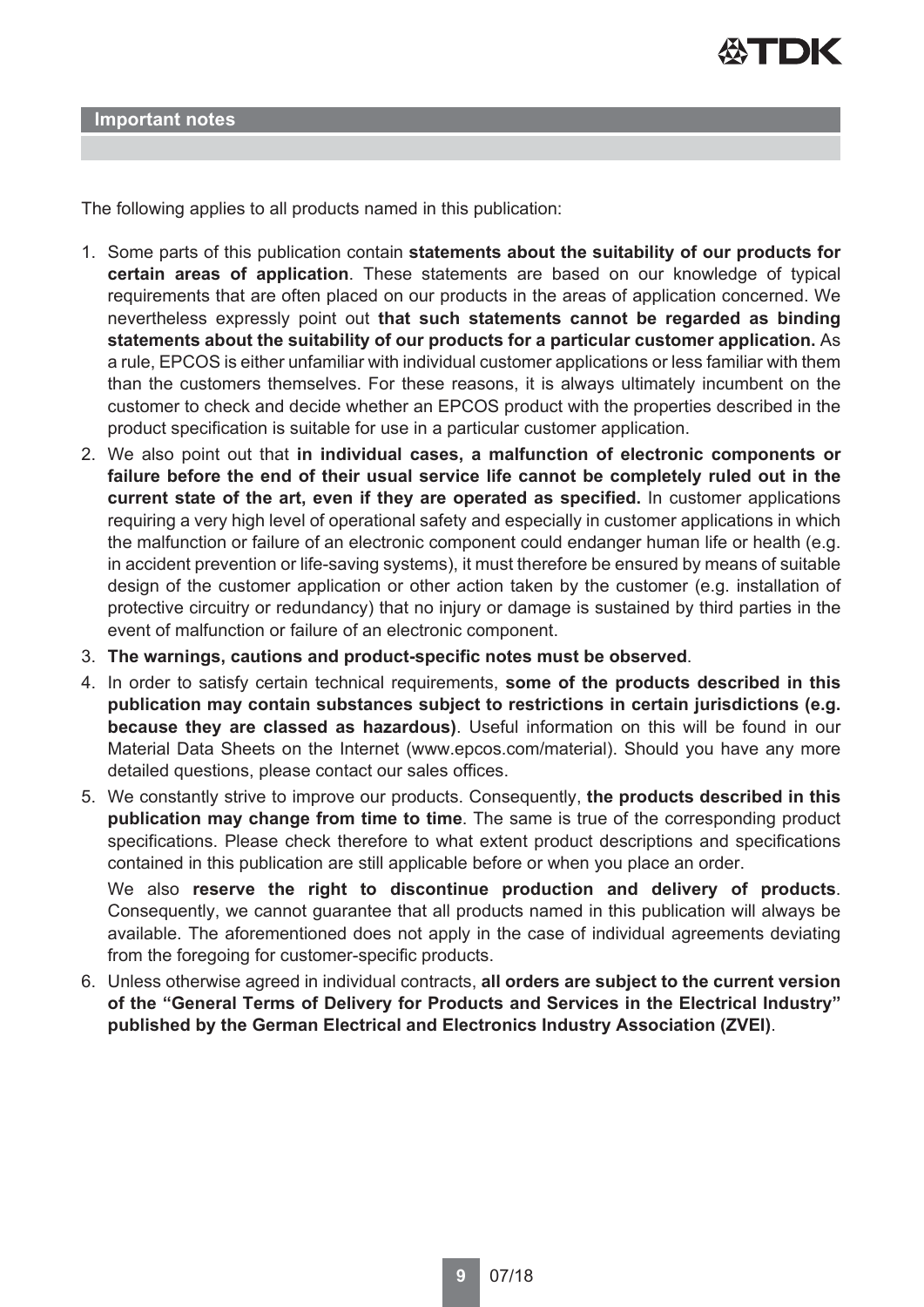## Important notes

The following applies to all products named in this publication:

1. Some parts of this publication contain **statements about the suitability of our products for certain areas of application**. These statements are based on our knowledge of typical requirements that are often placed on our products in the areas of application concerned. We nevertheless expressly point out **that such statements cannot be regarded as binding statements about the suitability of our products for a particular customer application.** As a rule, EPCOS is either unfamiliar with individual customer applications or less familiar with them than the customers themselves. For these reasons, it is always ultimately incumbent on the customer to check and decide whether an EPCOS product with the properties described in the product specification is suitable for use in a particular customer application.
2. We also point out that **in individual cases, a malfunction of electronic components or failure before the end of their usual service life cannot be completely ruled out in the current state of the art, even if they are operated as specified.** In customer applications requiring a very high level of operational safety and especially in customer applications in which the malfunction or failure of an electronic component could endanger human life or health (e.g. in accident prevention or life-saving systems), it must therefore be ensured by means of suitable design of the customer application or other action taken by the customer (e.g. installation of protective circuitry or redundancy) that no injury or damage is sustained by third parties in the event of malfunction or failure of an electronic component.
3. **The warnings, cautions and product-specific notes must be observed**.
4. In order to satisfy certain technical requirements, **some of the products described in this publication may contain substances subject to restrictions in certain jurisdictions (e.g. because they are classed as hazardous)**. Useful information on this will be found in our Material Data Sheets on the Internet (www.epcos.com/material). Should you have any more detailed questions, please contact our sales offices.
5. We constantly strive to improve our products. Consequently, **the products described in this publication may change from time to time**. The same is true of the corresponding product specifications. Please check therefore to what extent product descriptions and specifications contained in this publication are still applicable before or when you place an order.

   We also **reserve the right to discontinue production and delivery of products**. Consequently, we cannot guarantee that all products named in this publication will always be available. The aforementioned does not apply in the case of individual agreements deviating from the foregoing for customer-specific products.
6. Unless otherwise agreed in individual contracts, **all orders are subject to the current version of the "General Terms of Delivery for Products and Services in the Electrical Industry" published by the German Electrical and Electronics Industry Association (ZVEI)**.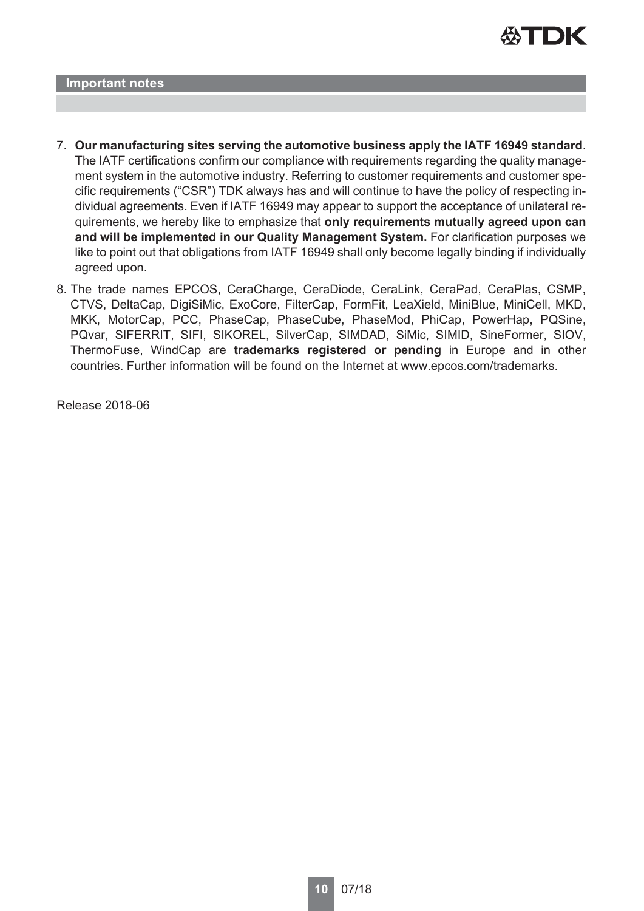## Important notes

7. **Our manufacturing sites serving the automotive business apply the IATF 16949 standard**. The IATF certifications confirm our compliance with requirements regarding the quality management system in the automotive industry. Referring to customer requirements and customer specific requirements ("CSR") TDK always has and will continue to have the policy of respecting individual agreements. Even if IATF 16949 may appear to support the acceptance of unilateral requirements, we hereby like to emphasize that **only requirements mutually agreed upon can and will be implemented in our Quality Management System.** For clarification purposes we like to point out that obligations from IATF 16949 shall only become legally binding if individually agreed upon.

8. The trade names EPCOS, CeraCharge, CeraDiode, CeraLink, CeraPad, CeraPlas, CSMP, CTVS, DeltaCap, DigiSiMic, ExoCore, FilterCap, FormFit, LeaXield, MiniBlue, MiniCell, MKD, MKK, MotorCap, PCC, PhaseCap, PhaseCube, PhaseMod, PhiCap, PowerHap, PQSine, PQvar, SIFERRIT, SIFI, SIKOREL, SilverCap, SIMDAD, SiMic, SIMID, SineFormer, SIOV, ThermoFuse, WindCap are **trademarks registered or pending** in Europe and in other countries. Further information will be found on the Internet at www.epcos.com/trademarks.

Release 2018-06